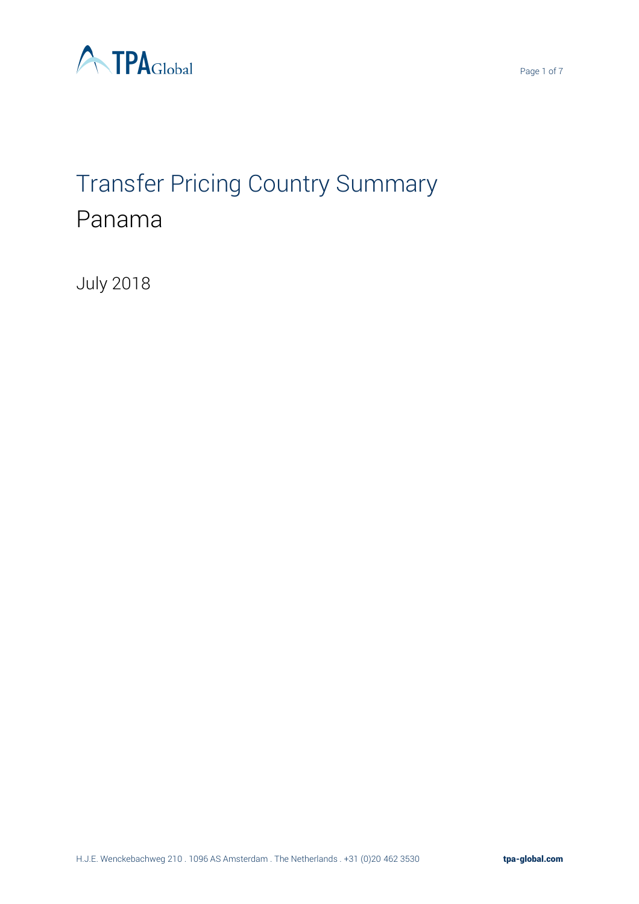# Transfer Pricing Country Summary

## Panama

July 2018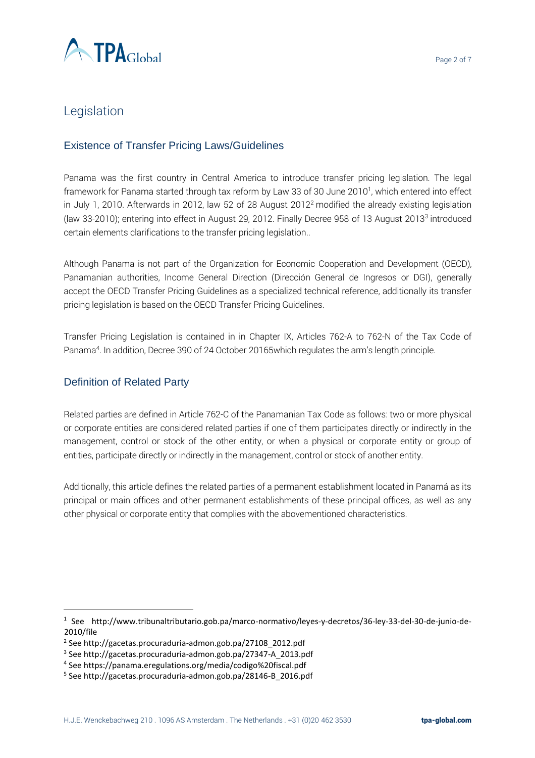# Legislation

## Existence of Transfer Pricing Laws/Guidelines

Panama was the first country in Central America to introduce transfer pricing legislation. The legal framework for Panama started through tax reform by Law 33 of 30 June 2010[1], which entered into effect in July 1, 2010. Afterwards in 2012, law 52 of 28 August 2012[2] modified the already existing legislation (law 33-2010); entering into effect in August 29, 2012. Finally Decree 958 of 13 August 2013[3] introduced certain elements clarifications to the transfer pricing legislation..

Although Panama is not part of the Organization for Economic Cooperation and Development (OECD), Panamanian authorities, Income General Direction (Dirección General de Ingresos or DGI), generally accept the OECD Transfer Pricing Guidelines as a specialized technical reference, additionally its transfer pricing legislation is based on the OECD Transfer Pricing Guidelines.

Transfer Pricing Legislation is contained in in Chapter IX, Articles 762-A to 762-N of the Tax Code of Panama[4]. In addition, Decree 390 of 24 October 20165which regulates the arm's length principle.

## Definition of Related Party

Related parties are defined in Article 762-C of the Panamanian Tax Code as follows: two or more physical or corporate entities are considered related parties if one of them participates directly or indirectly in the management, control or stock of the other entity, or when a physical or corporate entity or group of entities, participate directly or indirectly in the management, control or stock of another entity.

Additionally, this article defines the related parties of a permanent establishment located in Panamá as its principal or main offices and other permanent establishments of these principal offices, as well as any other physical or corporate entity that complies with the abovementioned characteristics.

---

[1] See http://www.tribunaltributario.gob.pa/marco-normativo/leyes-y-decretos/36-ley-33-del-30-de-junio-de-2010/file

[2] See http://gacetas.procuraduria-admon.gob.pa/27108_2012.pdf

[3] See http://gacetas.procuraduria-admon.gob.pa/27347-A_2013.pdf

[4] See https://panama.eregulations.org/media/codigo%20fiscal.pdf

[5] See http://gacetas.procuraduria-admon.gob.pa/28146-B_2016.pdf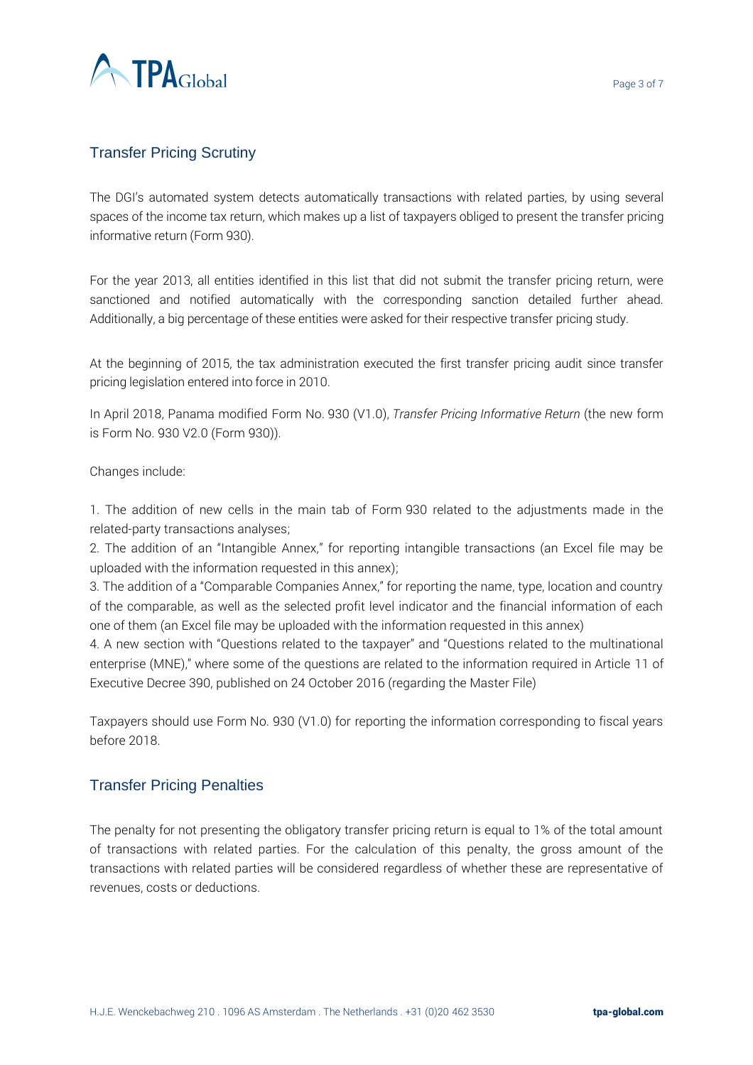## Transfer Pricing Scrutiny

The DGI's automated system detects automatically transactions with related parties, by using several spaces of the income tax return, which makes up a list of taxpayers obliged to present the transfer pricing informative return (Form 930).

For the year 2013, all entities identified in this list that did not submit the transfer pricing return, were sanctioned and notified automatically with the corresponding sanction detailed further ahead. Additionally, a big percentage of these entities were asked for their respective transfer pricing study.

At the beginning of 2015, the tax administration executed the first transfer pricing audit since transfer pricing legislation entered into force in 2010.

In April 2018, Panama modified Form No. 930 (V1.0), *Transfer Pricing Informative Return* (the new form is Form No. 930 V2.0 (Form 930)).

Changes include:

1. The addition of new cells in the main tab of Form 930 related to the adjustments made in the related-party transactions analyses;
2. The addition of an "Intangible Annex," for reporting intangible transactions (an Excel file may be uploaded with the information requested in this annex);
3. The addition of a "Comparable Companies Annex," for reporting the name, type, location and country of the comparable, as well as the selected profit level indicator and the financial information of each one of them (an Excel file may be uploaded with the information requested in this annex)
4. A new section with "Questions related to the taxpayer" and "Questions related to the multinational enterprise (MNE)," where some of the questions are related to the information required in Article 11 of Executive Decree 390, published on 24 October 2016 (regarding the Master File)

Taxpayers should use Form No. 930 (V1.0) for reporting the information corresponding to fiscal years before 2018.

## Transfer Pricing Penalties

The penalty for not presenting the obligatory transfer pricing return is equal to 1% of the total amount of transactions with related parties. For the calculation of this penalty, the gross amount of the transactions with related parties will be considered regardless of whether these are representative of revenues, costs or deductions.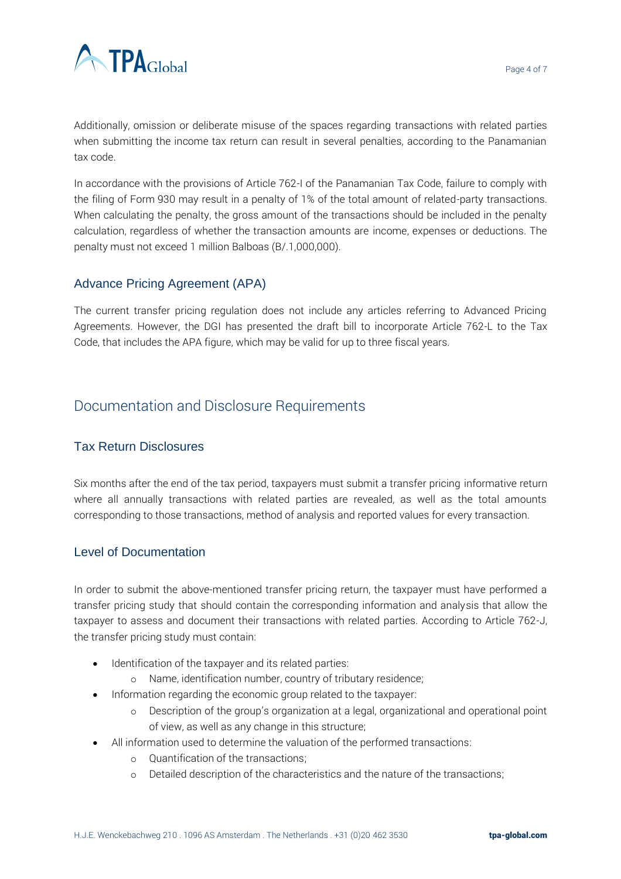Additionally, omission or deliberate misuse of the spaces regarding transactions with related parties when submitting the income tax return can result in several penalties, according to the Panamanian tax code.

In accordance with the provisions of Article 762-I of the Panamanian Tax Code, failure to comply with the filing of Form 930 may result in a penalty of 1% of the total amount of related-party transactions. When calculating the penalty, the gross amount of the transactions should be included in the penalty calculation, regardless of whether the transaction amounts are income, expenses or deductions. The penalty must not exceed 1 million Balboas (B/.1,000,000).

### Advance Pricing Agreement (APA)

The current transfer pricing regulation does not include any articles referring to Advanced Pricing Agreements. However, the DGI has presented the draft bill to incorporate Article 762-L to the Tax Code, that includes the APA figure, which may be valid for up to three fiscal years.

## Documentation and Disclosure Requirements

### Tax Return Disclosures

Six months after the end of the tax period, taxpayers must submit a transfer pricing informative return where all annually transactions with related parties are revealed, as well as the total amounts corresponding to those transactions, method of analysis and reported values for every transaction.

### Level of Documentation

In order to submit the above-mentioned transfer pricing return, the taxpayer must have performed a transfer pricing study that should contain the corresponding information and analysis that allow the taxpayer to assess and document their transactions with related parties. According to Article 762-J, the transfer pricing study must contain:

- Identification of the taxpayer and its related parties:
    - Name, identification number, country of tributary residence;
- Information regarding the economic group related to the taxpayer:
    - Description of the group's organization at a legal, organizational and operational point of view, as well as any change in this structure;
- All information used to determine the valuation of the performed transactions:
    - Quantification of the transactions;
    - Detailed description of the characteristics and the nature of the transactions;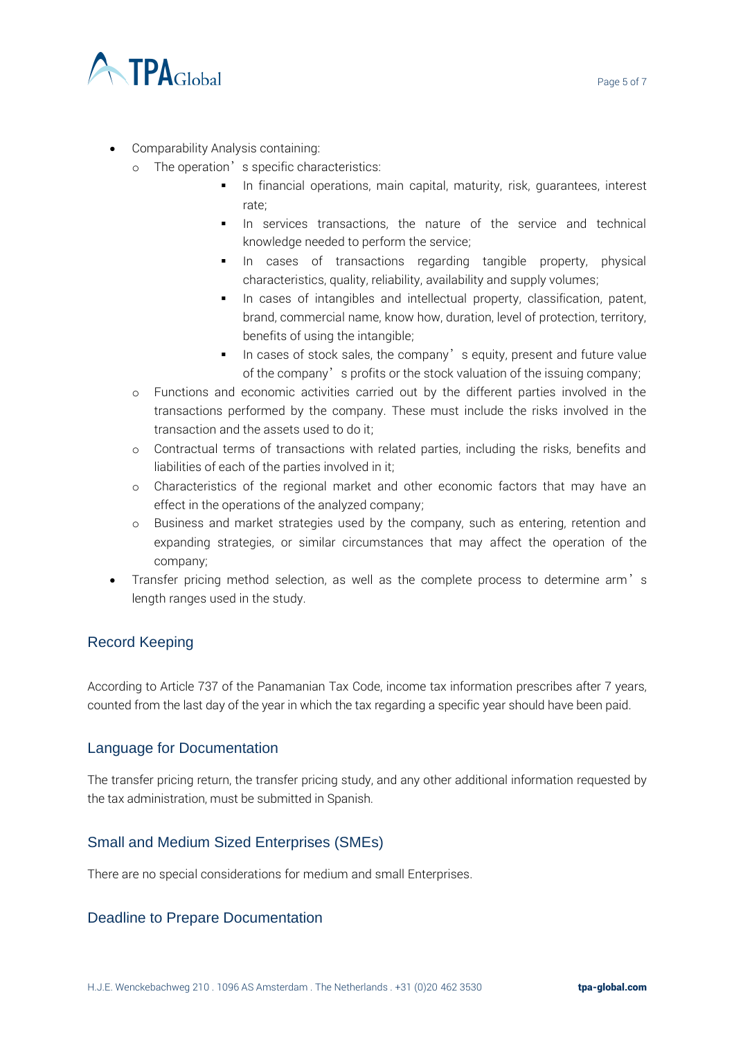- Comparability Analysis containing:
  - The operation's specific characteristics:
    - In financial operations, main capital, maturity, risk, guarantees, interest rate;
    - In services transactions, the nature of the service and technical knowledge needed to perform the service;
    - In cases of transactions regarding tangible property, physical characteristics, quality, reliability, availability and supply volumes;
    - In cases of intangibles and intellectual property, classification, patent, brand, commercial name, know how, duration, level of protection, territory, benefits of using the intangible;
    - In cases of stock sales, the company's equity, present and future value of the company's profits or the stock valuation of the issuing company;
  - Functions and economic activities carried out by the different parties involved in the transactions performed by the company. These must include the risks involved in the transaction and the assets used to do it;
  - Contractual terms of transactions with related parties, including the risks, benefits and liabilities of each of the parties involved in it;
  - Characteristics of the regional market and other economic factors that may have an effect in the operations of the analyzed company;
  - Business and market strategies used by the company, such as entering, retention and expanding strategies, or similar circumstances that may affect the operation of the company;
- Transfer pricing method selection, as well as the complete process to determine arm's length ranges used in the study.

## Record Keeping

According to Article 737 of the Panamanian Tax Code, income tax information prescribes after 7 years, counted from the last day of the year in which the tax regarding a specific year should have been paid.

## Language for Documentation

The transfer pricing return, the transfer pricing study, and any other additional information requested by the tax administration, must be submitted in Spanish.

## Small and Medium Sized Enterprises (SMEs)

There are no special considerations for medium and small Enterprises.

## Deadline to Prepare Documentation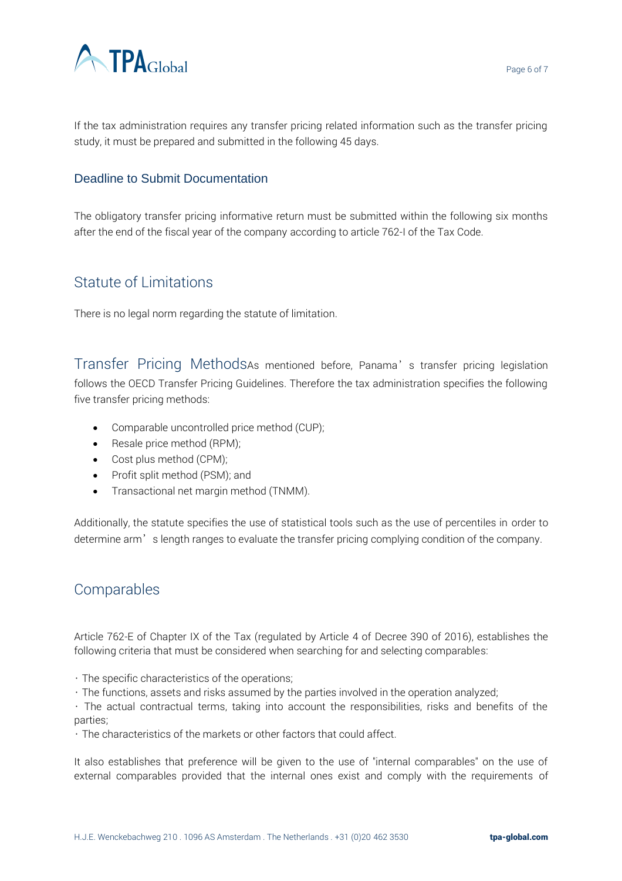If the tax administration requires any transfer pricing related information such as the transfer pricing study, it must be prepared and submitted in the following 45 days.

### Deadline to Submit Documentation

The obligatory transfer pricing informative return must be submitted within the following six months after the end of the fiscal year of the company according to article 762-I of the Tax Code.

## Statute of Limitations

There is no legal norm regarding the statute of limitation.

## Transfer Pricing Methods

As mentioned before, Panama's transfer pricing legislation follows the OECD Transfer Pricing Guidelines. Therefore the tax administration specifies the following five transfer pricing methods:

- Comparable uncontrolled price method (CUP);
- Resale price method (RPM);
- Cost plus method (CPM);
- Profit split method (PSM); and
- Transactional net margin method (TNMM).

Additionally, the statute specifies the use of statistical tools such as the use of percentiles in order to determine arm's length ranges to evaluate the transfer pricing complying condition of the company.

## Comparables

Article 762-E of Chapter IX of the Tax (regulated by Article 4 of Decree 390 of 2016), establishes the following criteria that must be considered when searching for and selecting comparables:

- The specific characteristics of the operations;
- The functions, assets and risks assumed by the parties involved in the operation analyzed;
- The actual contractual terms, taking into account the responsibilities, risks and benefits of the parties;
- The characteristics of the markets or other factors that could affect.

It also establishes that preference will be given to the use of "internal comparables" on the use of external comparables provided that the internal ones exist and comply with the requirements of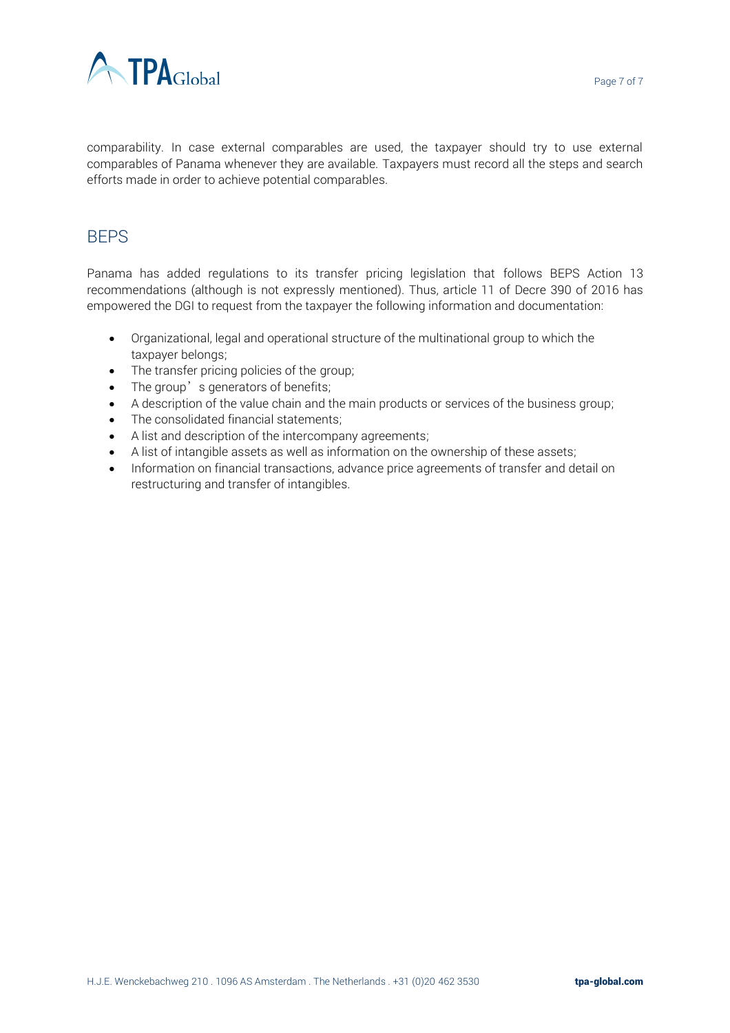comparability. In case external comparables are used, the taxpayer should try to use external comparables of Panama whenever they are available. Taxpayers must record all the steps and search efforts made in order to achieve potential comparables.

## BEPS

Panama has added regulations to its transfer pricing legislation that follows BEPS Action 13 recommendations (although is not expressly mentioned). Thus, article 11 of Decre 390 of 2016 has empowered the DGI to request from the taxpayer the following information and documentation:

- Organizational, legal and operational structure of the multinational group to which the taxpayer belongs;
- The transfer pricing policies of the group;
- The group's generators of benefits;
- A description of the value chain and the main products or services of the business group;
- The consolidated financial statements;
- A list and description of the intercompany agreements;
- A list of intangible assets as well as information on the ownership of these assets;
- Information on financial transactions, advance price agreements of transfer and detail on restructuring and transfer of intangibles.